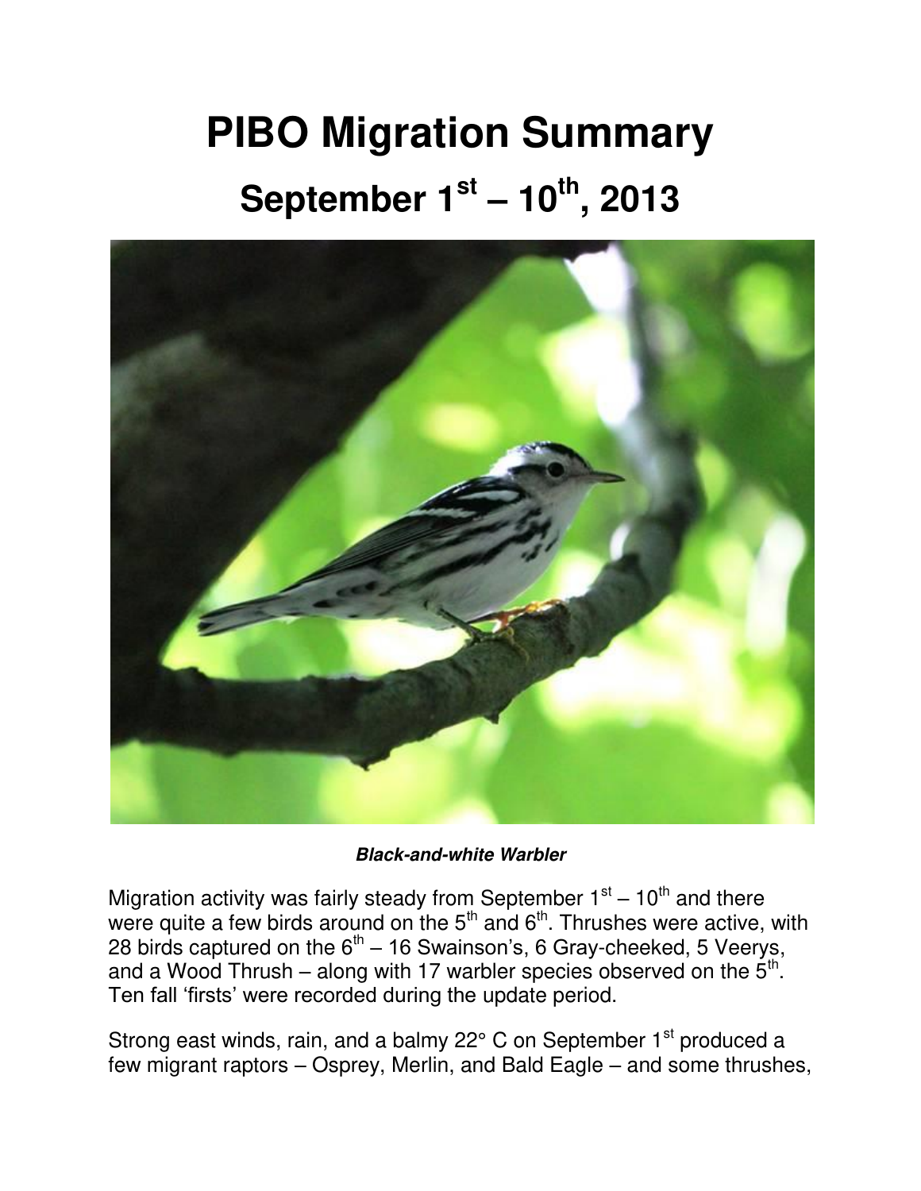# PIBO Migration Summary

## September 1st – 10th, 2013

***Black-and-white Warbler***

Migration activity was fairly steady from September 1st – 10th and there were quite a few birds around on the 5th and 6th. Thrushes were active, with 28 birds captured on the 6th – 16 Swainson's, 6 Gray-cheeked, 5 Veerys, and a Wood Thrush – along with 17 warbler species observed on the 5th. Ten fall 'firsts' were recorded during the update period.

Strong east winds, rain, and a balmy 22° C on September 1st produced a few migrant raptors – Osprey, Merlin, and Bald Eagle – and some thrushes,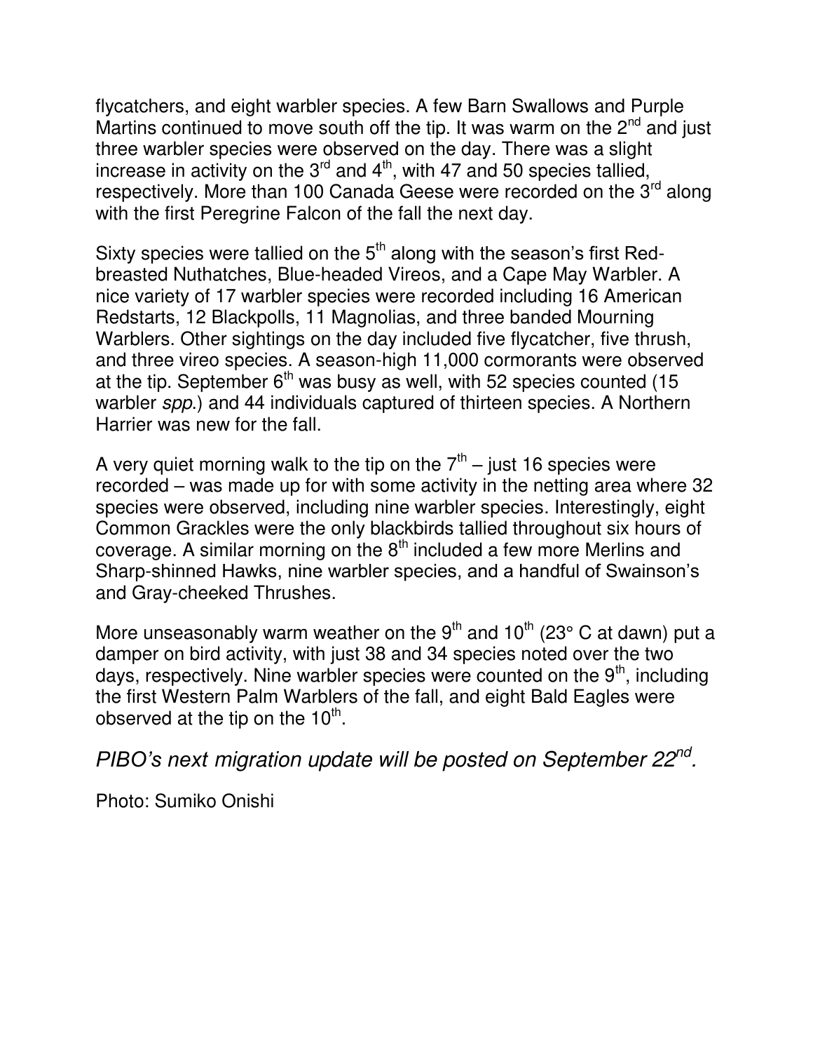flycatchers, and eight warbler species. A few Barn Swallows and Purple Martins continued to move south off the tip. It was warm on the 2nd and just three warbler species were observed on the day. There was a slight increase in activity on the 3rd and 4th, with 47 and 50 species tallied, respectively. More than 100 Canada Geese were recorded on the 3rd along with the first Peregrine Falcon of the fall the next day.

Sixty species were tallied on the 5th along with the season's first Red-breasted Nuthatches, Blue-headed Vireos, and a Cape May Warbler. A nice variety of 17 warbler species were recorded including 16 American Redstarts, 12 Blackpolls, 11 Magnolias, and three banded Mourning Warblers. Other sightings on the day included five flycatcher, five thrush, and three vireo species. A season-high 11,000 cormorants were observed at the tip. September 6th was busy as well, with 52 species counted (15 warbler *spp.*) and 44 individuals captured of thirteen species. A Northern Harrier was new for the fall.

A very quiet morning walk to the tip on the 7th – just 16 species were recorded – was made up for with some activity in the netting area where 32 species were observed, including nine warbler species. Interestingly, eight Common Grackles were the only blackbirds tallied throughout six hours of coverage. A similar morning on the 8th included a few more Merlins and Sharp-shinned Hawks, nine warbler species, and a handful of Swainson's and Gray-cheeked Thrushes.

More unseasonably warm weather on the 9th and 10th (23° C at dawn) put a damper on bird activity, with just 38 and 34 species noted over the two days, respectively. Nine warbler species were counted on the 9th, including the first Western Palm Warblers of the fall, and eight Bald Eagles were observed at the tip on the 10th.

*PIBO's next migration update will be posted on September 22nd.*

Photo: Sumiko Onishi